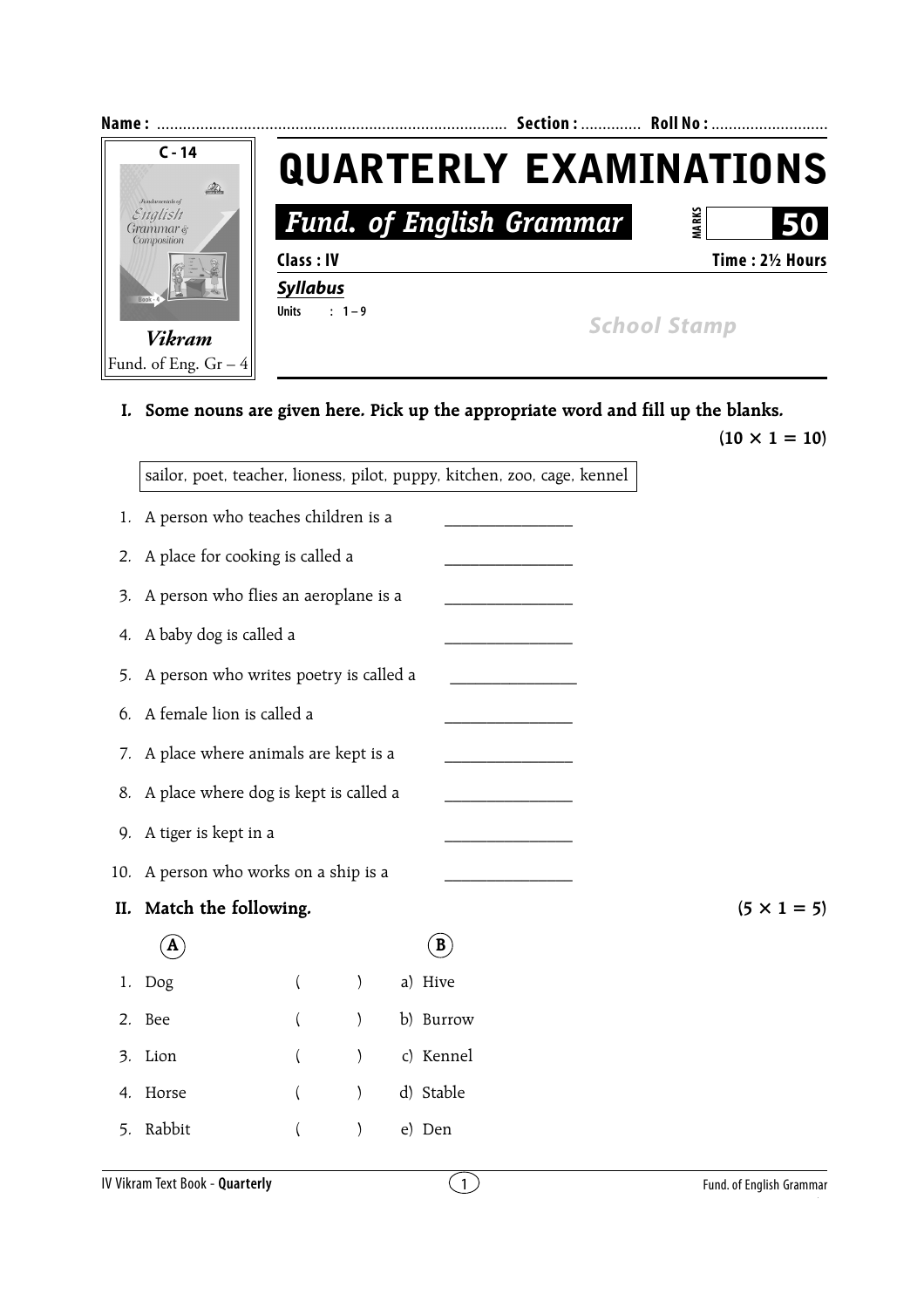**Name :** ................................................................................ **Section :** ............. **Roll No :** ..........................

C - 14

*Vikram*
Fund. of Eng. Gr – 4

# QUARTERLY EXAMINATIONS

## *Fund. of English Grammar*

**MARKS** **50**

**Class : IV** **Time : 2½ Hours**

***Syllabus***

**Units** : 1 – 9

School Stamp

**I. Some nouns are given here. Pick up the appropriate word and fill up the blanks.** **(10 × 1 = 10)**

| sailor, poet, teacher, lioness, pilot, puppy, kitchen, zoo, cage, kennel |
|---|

1. A person who teaches children is a _______________
2. A place for cooking is called a _______________
3. A person who flies an aeroplane is a _______________
4. A baby dog is called a _______________
5. A person who writes poetry is called a _______________
6. A female lion is called a _______________
7. A place where animals are kept is a _______________
8. A place where dog is kept is called a _______________
9. A tiger is kept in a _______________
10. A person who works on a ship is a _______________

**II. Match the following.** **(5 × 1 = 5)**

| | A | | | B |
|---|---|---|---|---|
| 1. | Dog | ( | ) | a) Hive |
| 2. | Bee | ( | ) | b) Burrow |
| 3. | Lion | ( | ) | c) Kennel |
| 4. | Horse | ( | ) | d) Stable |
| 5. | Rabbit | ( | ) | e) Den |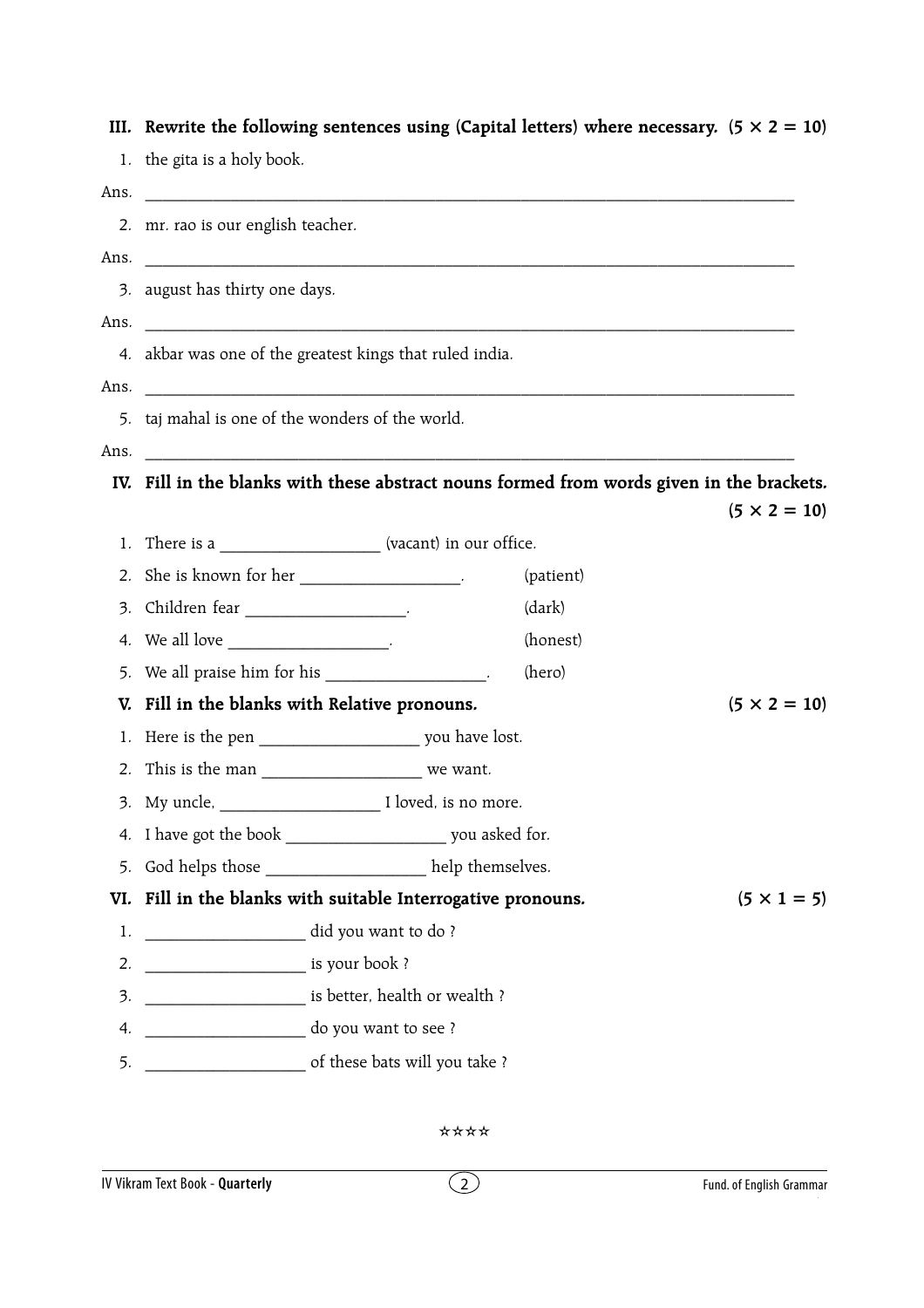**III. Rewrite the following sentences using (Capital letters) where necessary. (5 × 2 = 10)**

1. the gita is a holy book.

Ans. ______________________________________________________________________________

2. mr. rao is our english teacher.

Ans. ______________________________________________________________________________

3. august has thirty one days.

Ans. ______________________________________________________________________________

4. akbar was one of the greatest kings that ruled india.

Ans. ______________________________________________________________________________

5. taj mahal is one of the wonders of the world.

Ans. ______________________________________________________________________________

**IV. Fill in the blanks with these abstract nouns formed from words given in the brackets. (5 × 2 = 10)**

1. There is a __________________ (vacant) in our office.
2. She is known for her __________________. (patient)
3. Children fear __________________. (dark)
4. We all love __________________. (honest)
5. We all praise him for his __________________. (hero)

**V. Fill in the blanks with Relative pronouns. (5 × 2 = 10)**

1. Here is the pen __________________ you have lost.
2. This is the man __________________ we want.
3. My uncle, __________________ I loved, is no more.
4. I have got the book __________________ you asked for.
5. God helps those __________________ help themselves.

**VI. Fill in the blanks with suitable Interrogative pronouns. (5 × 1 = 5)**

1. __________________ did you want to do ?
2. __________________ is your book ?
3. __________________ is better, health or wealth ?
4. __________________ do you want to see ?
5. __________________ of these bats will you take ?

☆☆☆☆